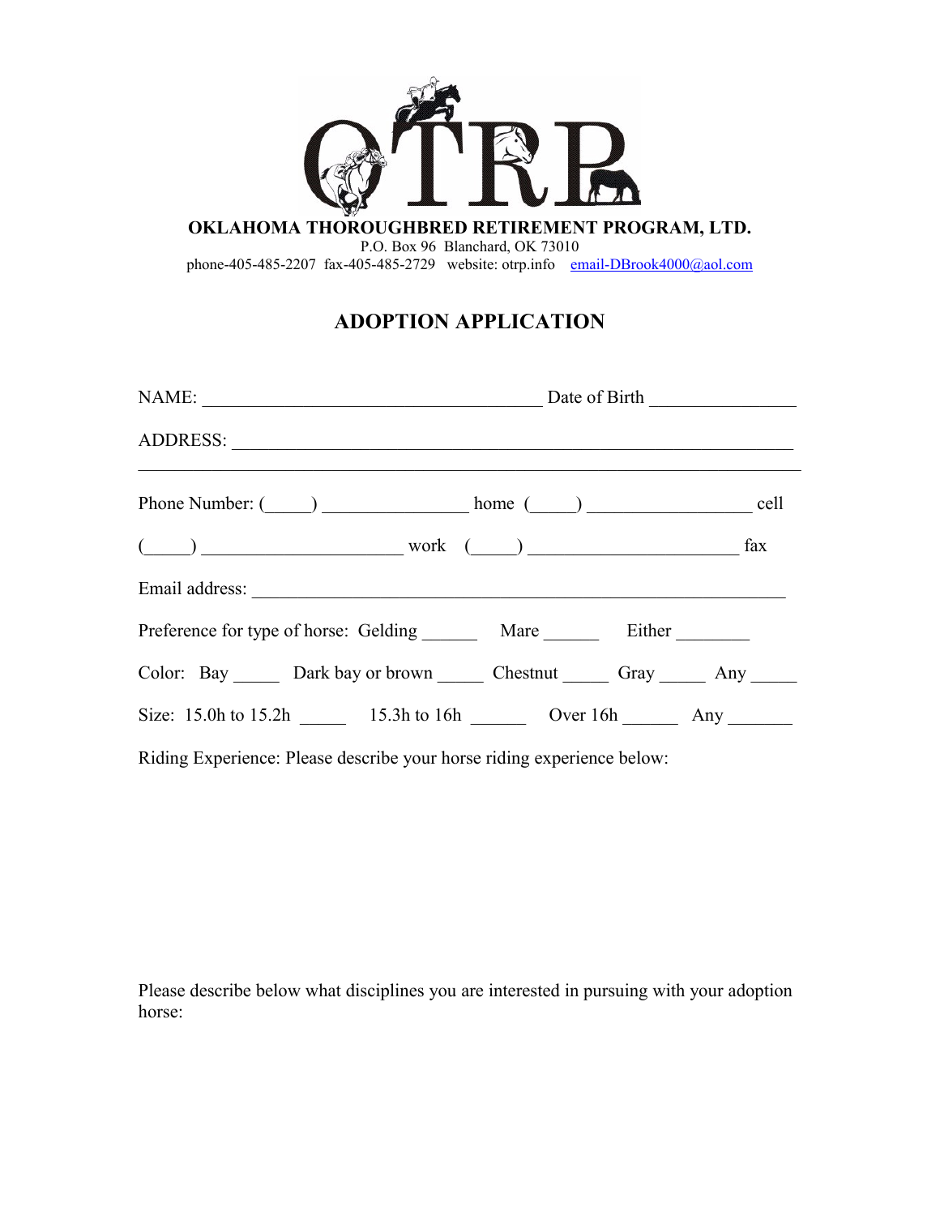**OKLAHOMA THOROUGHBRED RETIREMENT PROGRAM, LTD.**
P.O. Box 96 Blanchard, OK 73010
phone-405-485-2207 fax-405-485-2729 website: otrp.info email-DBrook4000@aol.com

# ADOPTION APPLICATION

NAME: ______________________________________ Date of Birth ________________

ADDRESS: ______________________________________________________________

__________________________________________________________________________

Phone Number: (_____) ________________ home (_____) __________________ cell

(_____) ______________________ work (_____) _______________________ fax

Email address: ___________________________________________________________

Preference for type of horse: Gelding ______ Mare ______ Either ________

Color: Bay _____ Dark bay or brown _____ Chestnut _____ Gray _____ Any _____

Size: 15.0h to 15.2h _____ 15.3h to 16h ______ Over 16h ______ Any _______

Riding Experience: Please describe your horse riding experience below:

Please describe below what disciplines you are interested in pursuing with your adoption horse: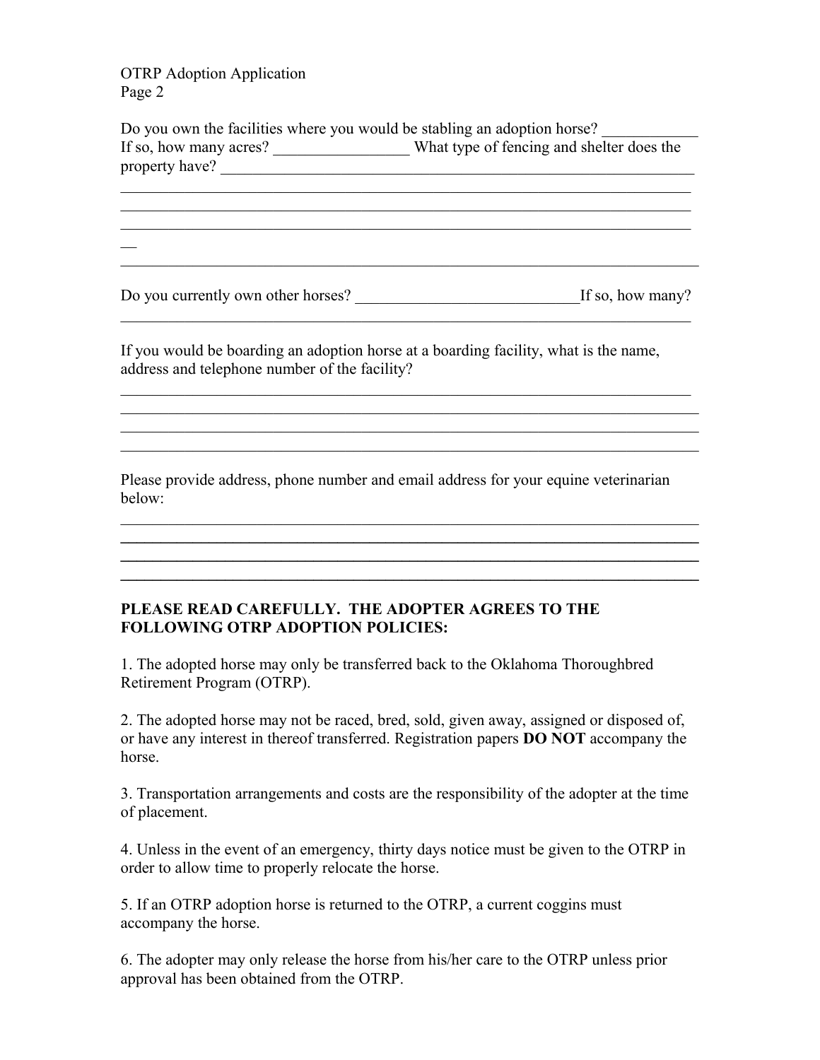Do you own the facilities where you would be stabling an adoption horse? ____________
If so, how many acres? _________________ What type of fencing and shelter does the property have? _______________________________________________________________

___________________________________________________________________________
___________________________________________________________________________
___________________________________________________________________________
___________________________________________________________________________

Do you currently own other horses? ____________________________If so, how many?
___________________________________________________________________________

If you would be boarding an adoption horse at a boarding facility, what is the name, address and telephone number of the facility?

___________________________________________________________________________
___________________________________________________________________________
___________________________________________________________________________
___________________________________________________________________________

Please provide address, phone number and email address for your equine veterinarian below:

___________________________________________________________________________
___________________________________________________________________________
___________________________________________________________________________
___________________________________________________________________________

**PLEASE READ CAREFULLY. THE ADOPTER AGREES TO THE FOLLOWING OTRP ADOPTION POLICIES:**

1. The adopted horse may only be transferred back to the Oklahoma Thoroughbred Retirement Program (OTRP).

2. The adopted horse may not be raced, bred, sold, given away, assigned or disposed of, or have any interest in thereof transferred. Registration papers **DO NOT** accompany the horse.

3. Transportation arrangements and costs are the responsibility of the adopter at the time of placement.

4. Unless in the event of an emergency, thirty days notice must be given to the OTRP in order to allow time to properly relocate the horse.

5. If an OTRP adoption horse is returned to the OTRP, a current coggins must accompany the horse.

6. The adopter may only release the horse from his/her care to the OTRP unless prior approval has been obtained from the OTRP.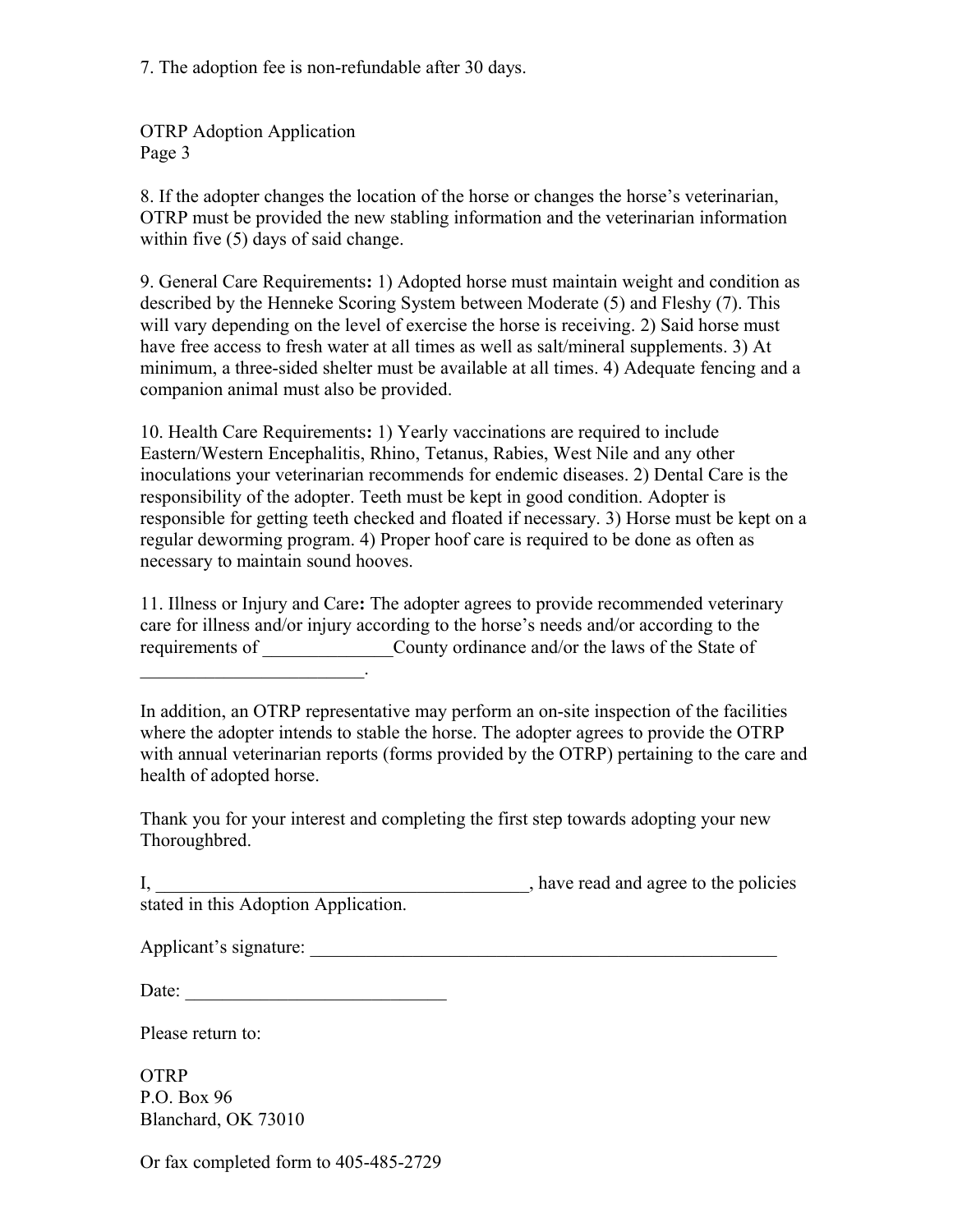7. The adoption fee is non-refundable after 30 days.

8. If the adopter changes the location of the horse or changes the horse's veterinarian, OTRP must be provided the new stabling information and the veterinarian information within five (5) days of said change.

9. General Care Requirements**:** 1) Adopted horse must maintain weight and condition as described by the Henneke Scoring System between Moderate (5) and Fleshy (7). This will vary depending on the level of exercise the horse is receiving. 2) Said horse must have free access to fresh water at all times as well as salt/mineral supplements. 3) At minimum, a three-sided shelter must be available at all times. 4) Adequate fencing and a companion animal must also be provided.

10. Health Care Requirements**:** 1) Yearly vaccinations are required to include Eastern/Western Encephalitis, Rhino, Tetanus, Rabies, West Nile and any other inoculations your veterinarian recommends for endemic diseases. 2) Dental Care is the responsibility of the adopter. Teeth must be kept in good condition. Adopter is responsible for getting teeth checked and floated if necessary. 3) Horse must be kept on a regular deworming program. 4) Proper hoof care is required to be done as often as necessary to maintain sound hooves.

11. Illness or Injury and Care**:** The adopter agrees to provide recommended veterinary care for illness and/or injury according to the horse's needs and/or according to the requirements of ______________County ordinance and/or the laws of the State of ________________________.

In addition, an OTRP representative may perform an on-site inspection of the facilities where the adopter intends to stable the horse. The adopter agrees to provide the OTRP with annual veterinarian reports (forms provided by the OTRP) pertaining to the care and health of adopted horse.

Thank you for your interest and completing the first step towards adopting your new Thoroughbred.

I, ________________________________________, have read and agree to the policies stated in this Adoption Application.

Applicant's signature: ____________________________________________________

Date: ____________________________

Please return to:

OTRP
P.O. Box 96
Blanchard, OK 73010

Or fax completed form to 405-485-2729